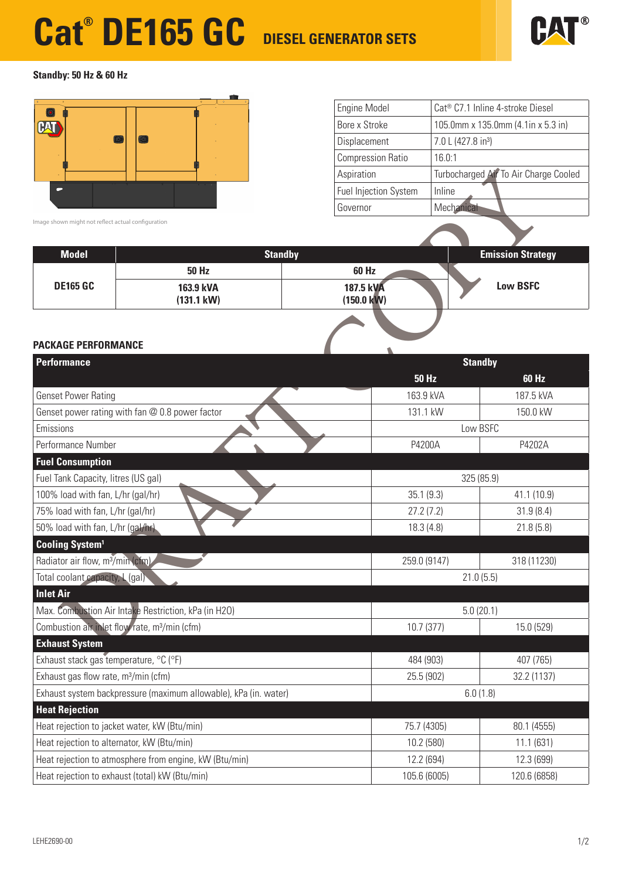# Cat® DE165 GC DIESEL GENERATOR SETS

**Standby: 50 Hz & 60 Hz**

Image shown might not reflect actual configuration

| | |
|---|---|
| Engine Model | Cat® C7.1 Inline 4-stroke Diesel |
| Bore x Stroke | 105.0mm x 135.0mm (4.1in x 5.3 in) |
| Displacement | 7.0 L (427.8 in³) |
| Compression Ratio | 16.0:1 |
| Aspiration | Turbocharged Air To Air Charge Cooled |
| Fuel Injection System | Inline |
| Governor | Mechanical |

| Model | Standby | | Emission Strategy |
|---|---|---|---|
| | 50 Hz | 60 Hz | |
| DE165 GC | 163.9 kVA (131.1 kW) | 187.5 kVA (150.0 kW) | Low BSFC |

## PACKAGE PERFORMANCE

| Performance | Standby | |
|---|---|---|
| | 50 Hz | 60 Hz |
| Genset Power Rating | 163.9 kVA | 187.5 kVA |
| Genset power rating with fan @ 0.8 power factor | 131.1 kW | 150.0 kW |
| Emissions | Low BSFC | |
| Performance Number | P4200A | P4202A |
| **Fuel Consumption** | | |
| Fuel Tank Capacity, litres (US gal) | 325 (85.9) | |
| 100% load with fan, L/hr (gal/hr) | 35.1 (9.3) | 41.1 (10.9) |
| 75% load with fan, L/hr (gal/hr) | 27.2 (7.2) | 31.9 (8.4) |
| 50% load with fan, L/hr (gal/hr) | 18.3 (4.8) | 21.8 (5.8) |
| **Cooling System[1]** | | |
| Radiator air flow, m³/min (cfm) | 259.0 (9147) | 318 (11230) |
| Total coolant capacity, L (gal) | 21.0 (5.5) | |
| **Inlet Air** | | |
| Max. Combustion Air Intake Restriction, kPa (in H2O) | 5.0 (20.1) | |
| Combustion air inlet flow rate, m³/min (cfm) | 10.7 (377) | 15.0 (529) |
| **Exhaust System** | | |
| Exhaust stack gas temperature, °C (°F) | 484 (903) | 407 (765) |
| Exhaust gas flow rate, m³/min (cfm) | 25.5 (902) | 32.2 (1137) |
| Exhaust system backpressure (maximum allowable), kPa (in. water) | 6.0 (1.8) | |
| **Heat Rejection** | | |
| Heat rejection to jacket water, kW (Btu/min) | 75.7 (4305) | 80.1 (4555) |
| Heat rejection to alternator, kW (Btu/min) | 10.2 (580) | 11.1 (631) |
| Heat rejection to atmosphere from engine, kW (Btu/min) | 12.2 (694) | 12.3 (699) |
| Heat rejection to exhaust (total) kW (Btu/min) | 105.6 (6005) | 120.6 (6858) |

LEHE2690-00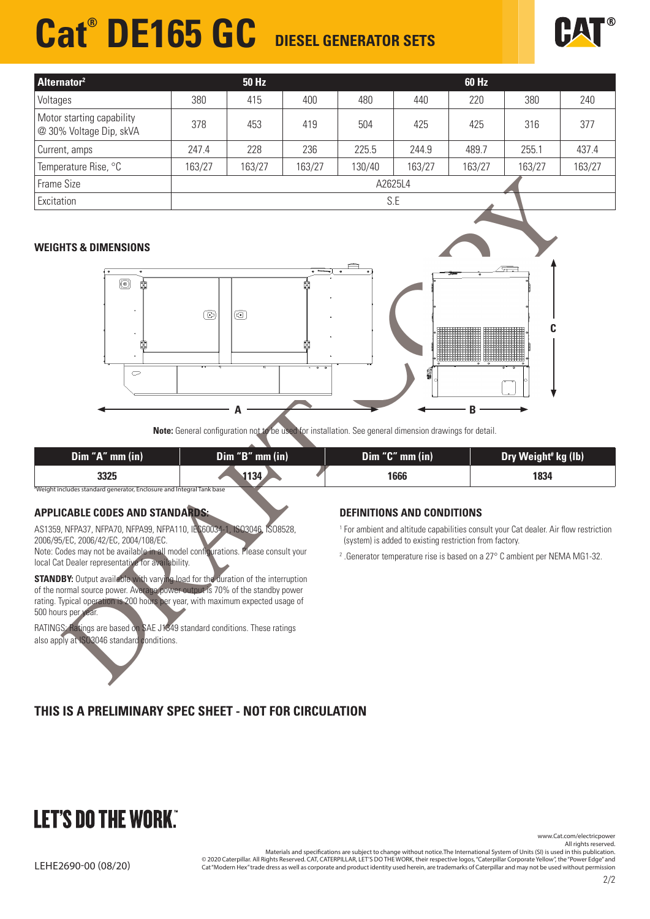# Cat® DE165 GC DIESEL GENERATOR SETS

| Alternator[2] | 50 Hz | | | 60 Hz | | | | |
|---|---|---|---|---|---|---|---|---|
| Voltages | 380 | 415 | 400 | 480 | 440 | 220 | 380 | 240 |
| Motor starting capability @ 30% Voltage Dip, skVA | 378 | 453 | 419 | 504 | 425 | 425 | 316 | 377 |
| Current, amps | 247.4 | 228 | 236 | 225.5 | 244.9 | 489.7 | 255.1 | 437.4 |
| Temperature Rise, °C | 163/27 | 163/27 | 163/27 | 130/40 | 163/27 | 163/27 | 163/27 | 163/27 |
| Frame Size | A2625L4 | | | | | | | |
| Excitation | S.E | | | | | | | |

## WEIGHTS & DIMENSIONS

A

B

C

**Note:** General configuration not to be used for installation. See general dimension drawings for detail.

| Dim "A" mm (in) | Dim "B" mm (in) | Dim "C" mm (in) | Dry Weight# kg (lb) |
|---|---|---|---|
| 3325 | 1134 | 1666 | 1834 |

#Weight includes standard generator, Enclosure and Integral Tank base

## APPLICABLE CODES AND STANDARDS:

AS1359, NFPA37, NFPA70, NFPA99, NFPA110, IEC60034-1, ISO3046, ISO8528, 2006/95/EC, 2006/42/EC, 2004/108/EC.

Note: Codes may not be available in all model configurations. Please consult your local Cat Dealer representative for availability.

**STANDBY:** Output available with varying load for the duration of the interruption of the normal source power. Average power output is 70% of the standby power rating. Typical operation is 200 hours per year, with maximum expected usage of 500 hours per year.

RATINGS: Ratings are based on SAE J1349 standard conditions. These ratings also apply at ISO3046 standard conditions.

## DEFINITIONS AND CONDITIONS

[1] For ambient and altitude capabilities consult your Cat dealer. Air flow restriction (system) is added to existing restriction from factory.

[2] .Generator temperature rise is based on a 27° C ambient per NEMA MG1-32.

## THIS IS A PRELIMINARY SPEC SHEET - NOT FOR CIRCULATION

DRAFT COPY

# LET'S DO THE WORK.™

LEHE2690-00 (08/20)

www.Cat.com/electricpower
All rights reserved.

Materials and specifications are subject to change without notice.The International System of Units (SI) is used in this publication.
© 2020 Caterpillar. All Rights Reserved. CAT, CATERPILLAR, LET'S DO THE WORK, their respective logos, "Caterpillar Corporate Yellow", the "Power Edge" and Cat "Modern Hex" trade dress as well as corporate and product identity used herein, are trademarks of Caterpillar and may not be used without permission